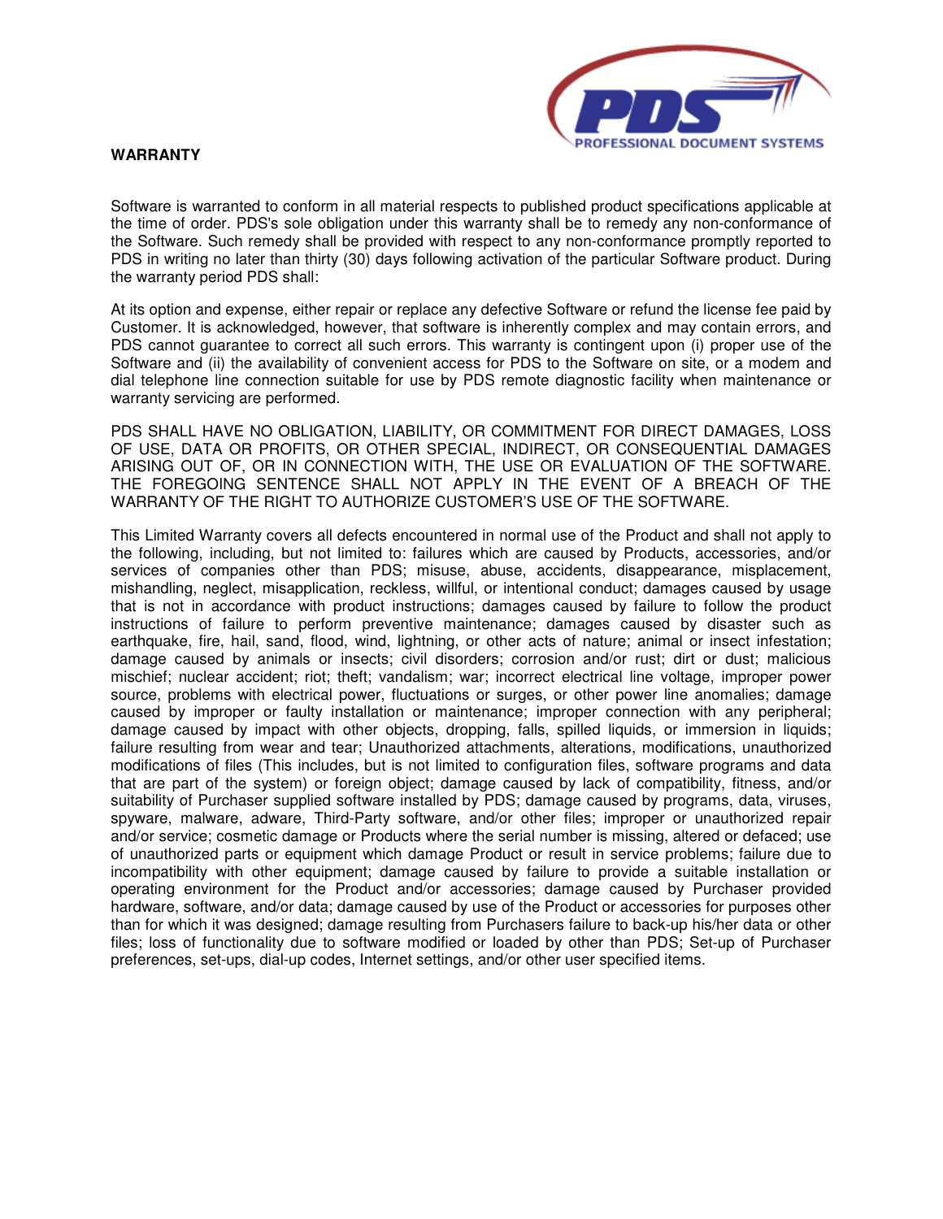**WARRANTY**

Software is warranted to conform in all material respects to published product specifications applicable at the time of order. PDS's sole obligation under this warranty shall be to remedy any non-conformance of the Software. Such remedy shall be provided with respect to any non-conformance promptly reported to PDS in writing no later than thirty (30) days following activation of the particular Software product. During the warranty period PDS shall:

At its option and expense, either repair or replace any defective Software or refund the license fee paid by Customer. It is acknowledged, however, that software is inherently complex and may contain errors, and PDS cannot guarantee to correct all such errors. This warranty is contingent upon (i) proper use of the Software and (ii) the availability of convenient access for PDS to the Software on site, or a modem and dial telephone line connection suitable for use by PDS remote diagnostic facility when maintenance or warranty servicing are performed.

PDS SHALL HAVE NO OBLIGATION, LIABILITY, OR COMMITMENT FOR DIRECT DAMAGES, LOSS OF USE, DATA OR PROFITS, OR OTHER SPECIAL, INDIRECT, OR CONSEQUENTIAL DAMAGES ARISING OUT OF, OR IN CONNECTION WITH, THE USE OR EVALUATION OF THE SOFTWARE. THE FOREGOING SENTENCE SHALL NOT APPLY IN THE EVENT OF A BREACH OF THE WARRANTY OF THE RIGHT TO AUTHORIZE CUSTOMER'S USE OF THE SOFTWARE.

This Limited Warranty covers all defects encountered in normal use of the Product and shall not apply to the following, including, but not limited to: failures which are caused by Products, accessories, and/or services of companies other than PDS; misuse, abuse, accidents, disappearance, misplacement, mishandling, neglect, misapplication, reckless, willful, or intentional conduct; damages caused by usage that is not in accordance with product instructions; damages caused by failure to follow the product instructions of failure to perform preventive maintenance; damages caused by disaster such as earthquake, fire, hail, sand, flood, wind, lightning, or other acts of nature; animal or insect infestation; damage caused by animals or insects; civil disorders; corrosion and/or rust; dirt or dust; malicious mischief; nuclear accident; riot; theft; vandalism; war; incorrect electrical line voltage, improper power source, problems with electrical power, fluctuations or surges, or other power line anomalies; damage caused by improper or faulty installation or maintenance; improper connection with any peripheral; damage caused by impact with other objects, dropping, falls, spilled liquids, or immersion in liquids; failure resulting from wear and tear; Unauthorized attachments, alterations, modifications, unauthorized modifications of files (This includes, but is not limited to configuration files, software programs and data that are part of the system) or foreign object; damage caused by lack of compatibility, fitness, and/or suitability of Purchaser supplied software installed by PDS; damage caused by programs, data, viruses, spyware, malware, adware, Third-Party software, and/or other files; improper or unauthorized repair and/or service; cosmetic damage or Products where the serial number is missing, altered or defaced; use of unauthorized parts or equipment which damage Product or result in service problems; failure due to incompatibility with other equipment; damage caused by failure to provide a suitable installation or operating environment for the Product and/or accessories; damage caused by Purchaser provided hardware, software, and/or data; damage caused by use of the Product or accessories for purposes other than for which it was designed; damage resulting from Purchasers failure to back-up his/her data or other files; loss of functionality due to software modified or loaded by other than PDS; Set-up of Purchaser preferences, set-ups, dial-up codes, Internet settings, and/or other user specified items.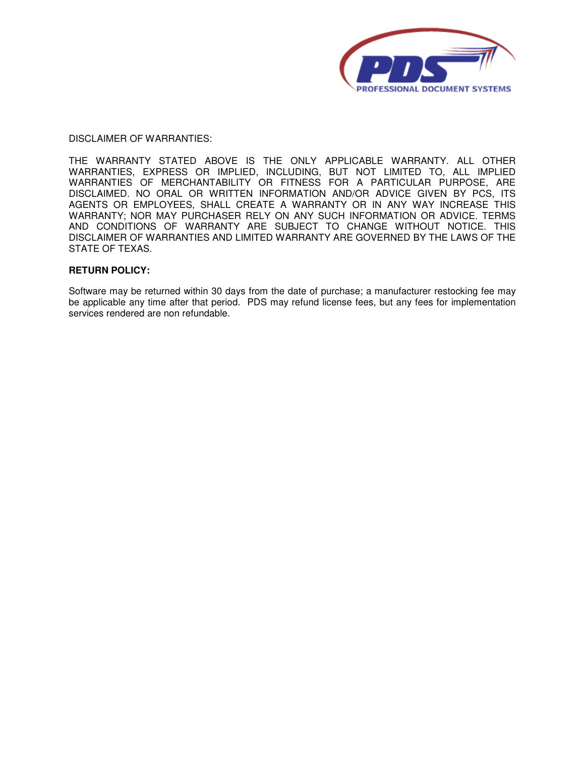DISCLAIMER OF WARRANTIES:

THE WARRANTY STATED ABOVE IS THE ONLY APPLICABLE WARRANTY. ALL OTHER WARRANTIES, EXPRESS OR IMPLIED, INCLUDING, BUT NOT LIMITED TO, ALL IMPLIED WARRANTIES OF MERCHANTABILITY OR FITNESS FOR A PARTICULAR PURPOSE, ARE DISCLAIMED. NO ORAL OR WRITTEN INFORMATION AND/OR ADVICE GIVEN BY PCS, ITS AGENTS OR EMPLOYEES, SHALL CREATE A WARRANTY OR IN ANY WAY INCREASE THIS WARRANTY; NOR MAY PURCHASER RELY ON ANY SUCH INFORMATION OR ADVICE. TERMS AND CONDITIONS OF WARRANTY ARE SUBJECT TO CHANGE WITHOUT NOTICE. THIS DISCLAIMER OF WARRANTIES AND LIMITED WARRANTY ARE GOVERNED BY THE LAWS OF THE STATE OF TEXAS.

**RETURN POLICY:**

Software may be returned within 30 days from the date of purchase; a manufacturer restocking fee may be applicable any time after that period. PDS may refund license fees, but any fees for implementation services rendered are non refundable.